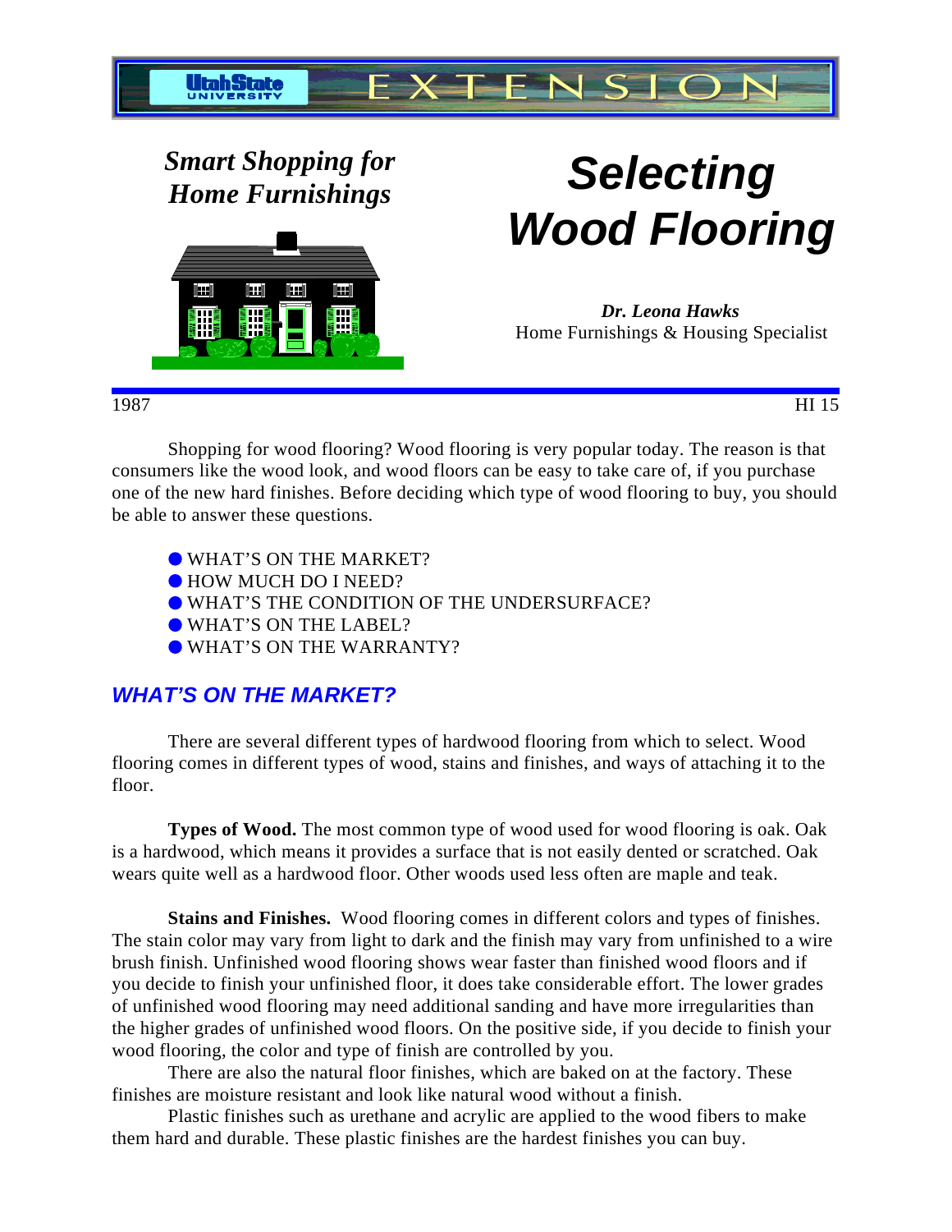Utah State University EXTENSION

*Smart Shopping for Home Furnishings*

# Selecting Wood Flooring

***Dr. Leona Hawks***
Home Furnishings & Housing Specialist

1987 HI 15

Shopping for wood flooring? Wood flooring is very popular today. The reason is that consumers like the wood look, and wood floors can be easy to take care of, if you purchase one of the new hard finishes. Before deciding which type of wood flooring to buy, you should be able to answer these questions.

- WHAT'S ON THE MARKET?
- HOW MUCH DO I NEED?
- WHAT'S THE CONDITION OF THE UNDERSURFACE?
- WHAT'S ON THE LABEL?
- WHAT'S ON THE WARRANTY?

## WHAT'S ON THE MARKET?

There are several different types of hardwood flooring from which to select. Wood flooring comes in different types of wood, stains and finishes, and ways of attaching it to the floor.

**Types of Wood.** The most common type of wood used for wood flooring is oak. Oak is a hardwood, which means it provides a surface that is not easily dented or scratched. Oak wears quite well as a hardwood floor. Other woods used less often are maple and teak.

**Stains and Finishes.** Wood flooring comes in different colors and types of finishes. The stain color may vary from light to dark and the finish may vary from unfinished to a wire brush finish. Unfinished wood flooring shows wear faster than finished wood floors and if you decide to finish your unfinished floor, it does take considerable effort. The lower grades of unfinished wood flooring may need additional sanding and have more irregularities than the higher grades of unfinished wood floors. On the positive side, if you decide to finish your wood flooring, the color and type of finish are controlled by you.

There are also the natural floor finishes, which are baked on at the factory. These finishes are moisture resistant and look like natural wood without a finish.

Plastic finishes such as urethane and acrylic are applied to the wood fibers to make them hard and durable. These plastic finishes are the hardest finishes you can buy.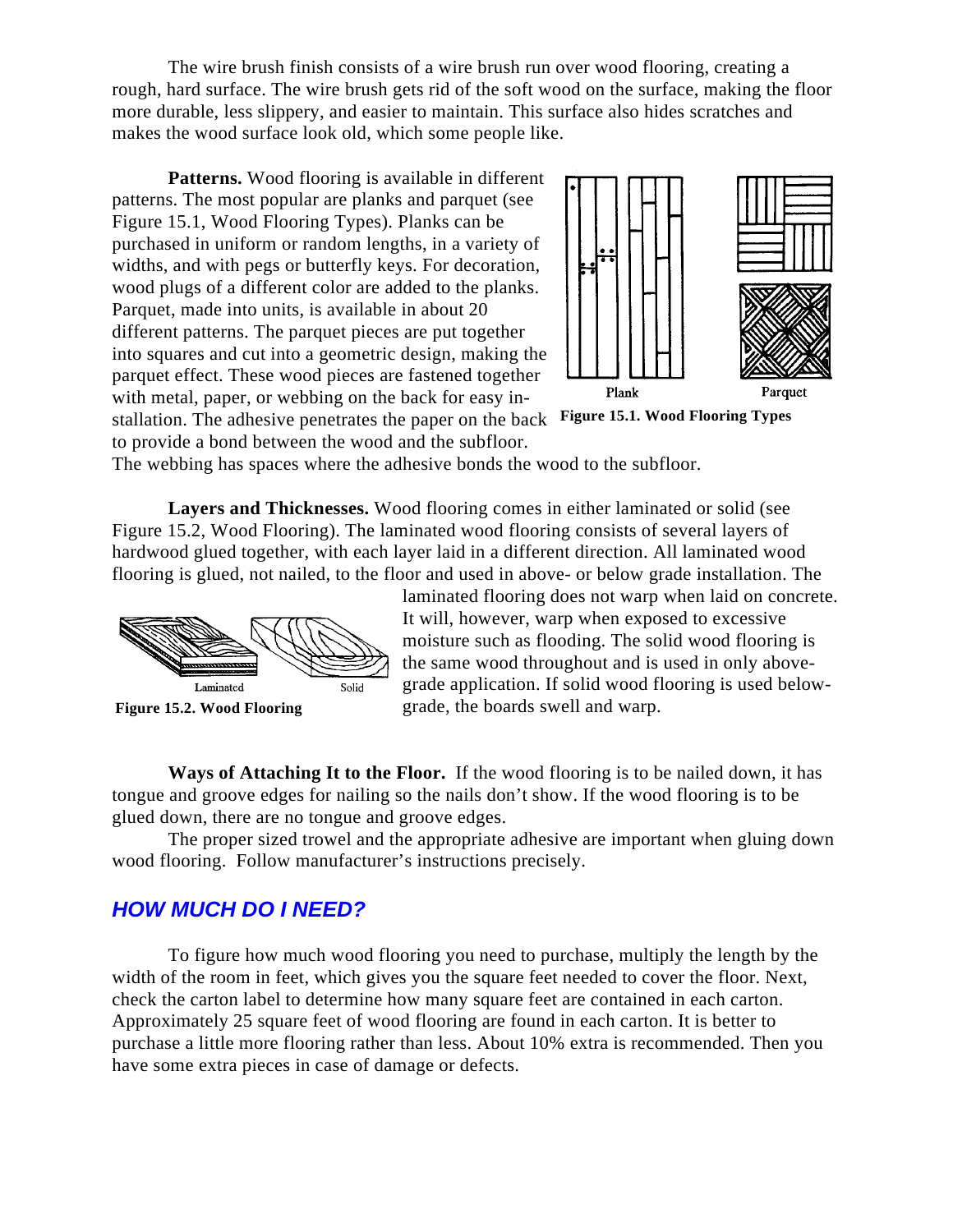The wire brush finish consists of a wire brush run over wood flooring, creating a rough, hard surface. The wire brush gets rid of the soft wood on the surface, making the floor more durable, less slippery, and easier to maintain. This surface also hides scratches and makes the wood surface look old, which some people like.

**Patterns.** Wood flooring is available in different patterns. The most popular are planks and parquet (see Figure 15.1, Wood Flooring Types). Planks can be purchased in uniform or random lengths, in a variety of widths, and with pegs or butterfly keys. For decoration, wood plugs of a different color are added to the planks. Parquet, made into units, is available in about 20 different patterns. The parquet pieces are put together into squares and cut into a geometric design, making the parquet effect. These wood pieces are fastened together with metal, paper, or webbing on the back for easy installation. The adhesive penetrates the paper on the back to provide a bond between the wood and the subfloor. The webbing has spaces where the adhesive bonds the wood to the subfloor.

Plank Parquet

**Figure 15.1. Wood Flooring Types**

**Layers and Thicknesses.** Wood flooring comes in either laminated or solid (see Figure 15.2, Wood Flooring). The laminated wood flooring consists of several layers of hardwood glued together, with each layer laid in a different direction. All laminated wood flooring is glued, not nailed, to the floor and used in above- or below grade installation. The laminated flooring does not warp when laid on concrete. It will, however, warp when exposed to excessive moisture such as flooding. The solid wood flooring is the same wood throughout and is used in only above-grade application. If solid wood flooring is used below-grade, the boards swell and warp.

Laminated Solid

**Figure 15.2. Wood Flooring**

**Ways of Attaching It to the Floor.** If the wood flooring is to be nailed down, it has tongue and groove edges for nailing so the nails don't show. If the wood flooring is to be glued down, there are no tongue and groove edges.

The proper sized trowel and the appropriate adhesive are important when gluing down wood flooring. Follow manufacturer's instructions precisely.

## HOW MUCH DO I NEED?

To figure how much wood flooring you need to purchase, multiply the length by the width of the room in feet, which gives you the square feet needed to cover the floor. Next, check the carton label to determine how many square feet are contained in each carton. Approximately 25 square feet of wood flooring are found in each carton. It is better to purchase a little more flooring rather than less. About 10% extra is recommended. Then you have some extra pieces in case of damage or defects.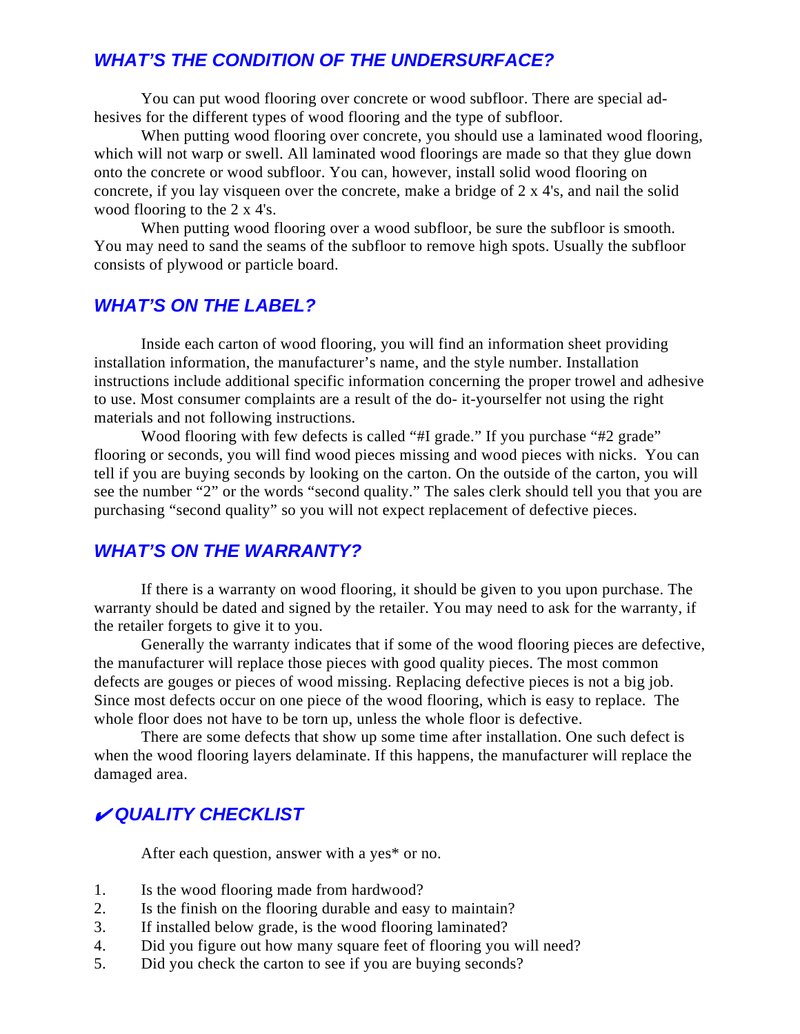## *WHAT'S THE CONDITION OF THE UNDERSURFACE?*

You can put wood flooring over concrete or wood subfloor. There are special adhesives for the different types of wood flooring and the type of subfloor.

When putting wood flooring over concrete, you should use a laminated wood flooring, which will not warp or swell. All laminated wood floorings are made so that they glue down onto the concrete or wood subfloor. You can, however, install solid wood flooring on concrete, if you lay visqueen over the concrete, make a bridge of 2 x 4's, and nail the solid wood flooring to the 2 x 4's.

When putting wood flooring over a wood subfloor, be sure the subfloor is smooth. You may need to sand the seams of the subfloor to remove high spots. Usually the subfloor consists of plywood or particle board.

## *WHAT'S ON THE LABEL?*

Inside each carton of wood flooring, you will find an information sheet providing installation information, the manufacturer's name, and the style number. Installation instructions include additional specific information concerning the proper trowel and adhesive to use. Most consumer complaints are a result of the do- it-yourselfer not using the right materials and not following instructions.

Wood flooring with few defects is called "#I grade." If you purchase "#2 grade" flooring or seconds, you will find wood pieces missing and wood pieces with nicks. You can tell if you are buying seconds by looking on the carton. On the outside of the carton, you will see the number "2" or the words "second quality." The sales clerk should tell you that you are purchasing "second quality" so you will not expect replacement of defective pieces.

## *WHAT'S ON THE WARRANTY?*

If there is a warranty on wood flooring, it should be given to you upon purchase. The warranty should be dated and signed by the retailer. You may need to ask for the warranty, if the retailer forgets to give it to you.

Generally the warranty indicates that if some of the wood flooring pieces are defective, the manufacturer will replace those pieces with good quality pieces. The most common defects are gouges or pieces of wood missing. Replacing defective pieces is not a big job. Since most defects occur on one piece of the wood flooring, which is easy to replace. The whole floor does not have to be torn up, unless the whole floor is defective.

There are some defects that show up some time after installation. One such defect is when the wood flooring layers delaminate. If this happens, the manufacturer will replace the damaged area.

## *✔QUALITY CHECKLIST*

After each question, answer with a yes* or no.

1. Is the wood flooring made from hardwood?
2. Is the finish on the flooring durable and easy to maintain?
3. If installed below grade, is the wood flooring laminated?
4. Did you figure out how many square feet of flooring you will need?
5. Did you check the carton to see if you are buying seconds?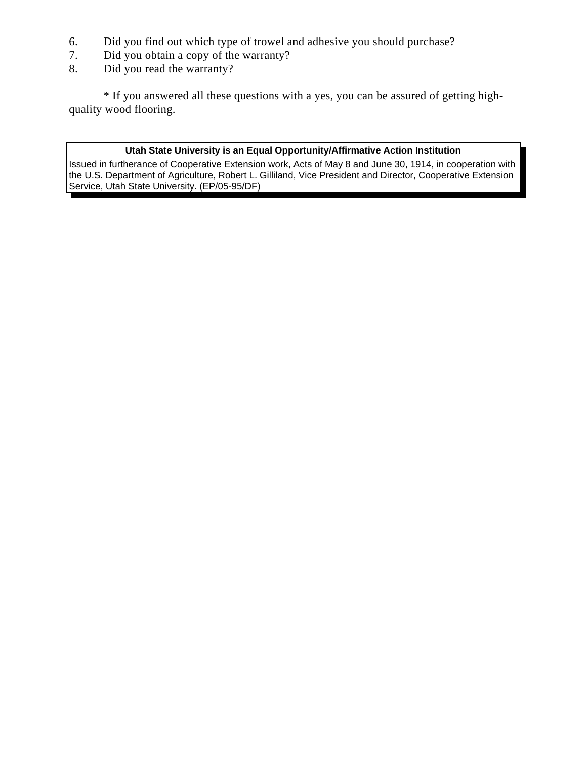6. Did you find out which type of trowel and adhesive you should purchase?
7. Did you obtain a copy of the warranty?
8. Did you read the warranty?

\* If you answered all these questions with a yes, you can be assured of getting high-quality wood flooring.

**Utah State University is an Equal Opportunity/Affirmative Action Institution**

Issued in furtherance of Cooperative Extension work, Acts of May 8 and June 30, 1914, in cooperation with the U.S. Department of Agriculture, Robert L. Gilliland, Vice President and Director, Cooperative Extension Service, Utah State University. (EP/05-95/DF)